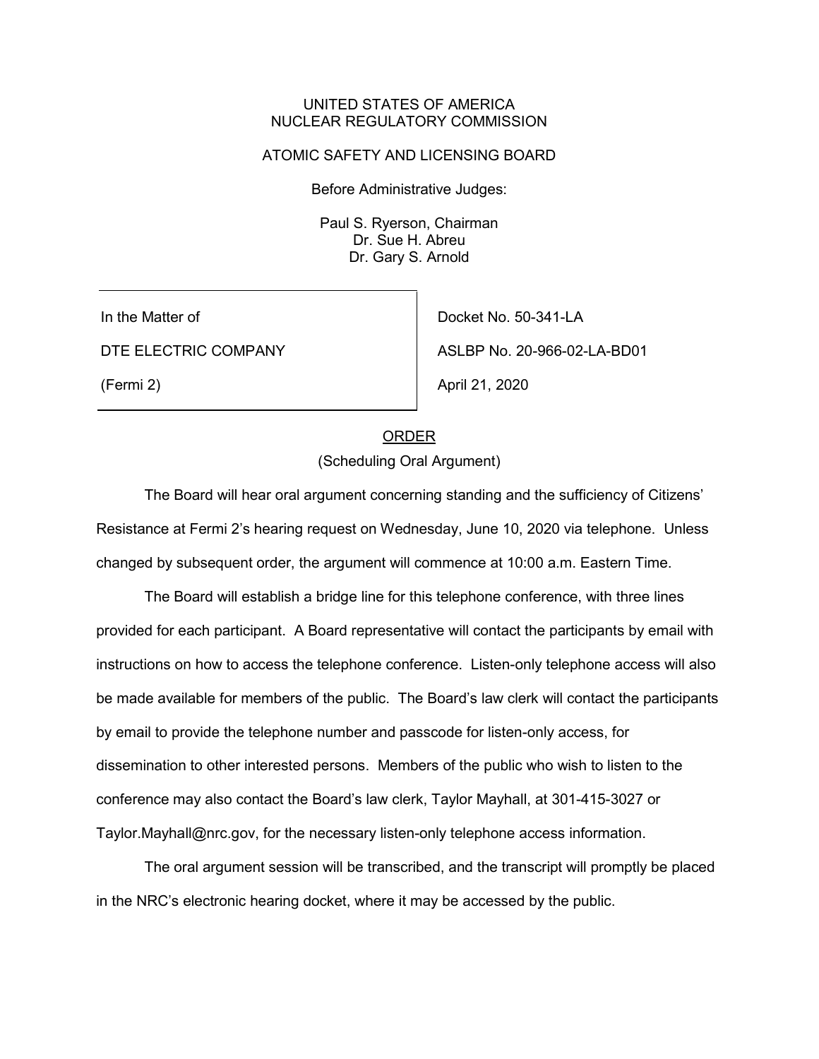UNITED STATES OF AMERICA
NUCLEAR REGULATORY COMMISSION

ATOMIC SAFETY AND LICENSING BOARD

Before Administrative Judges:

Paul S. Ryerson, Chairman
Dr. Sue H. Abreu
Dr. Gary S. Arnold

| | |
|---|---|
| In the Matter of | Docket No. 50-341-LA |
| DTE ELECTRIC COMPANY | ASLBP No. 20-966-02-LA-BD01 |
| (Fermi 2) | April 21, 2020 |

## ORDER

(Scheduling Oral Argument)

The Board will hear oral argument concerning standing and the sufficiency of Citizens' Resistance at Fermi 2's hearing request on Wednesday, June 10, 2020 via telephone. Unless changed by subsequent order, the argument will commence at 10:00 a.m. Eastern Time.

The Board will establish a bridge line for this telephone conference, with three lines provided for each participant. A Board representative will contact the participants by email with instructions on how to access the telephone conference. Listen-only telephone access will also be made available for members of the public. The Board's law clerk will contact the participants by email to provide the telephone number and passcode for listen-only access, for dissemination to other interested persons. Members of the public who wish to listen to the conference may also contact the Board's law clerk, Taylor Mayhall, at 301-415-3027 or Taylor.Mayhall@nrc.gov, for the necessary listen-only telephone access information.

The oral argument session will be transcribed, and the transcript will promptly be placed in the NRC's electronic hearing docket, where it may be accessed by the public.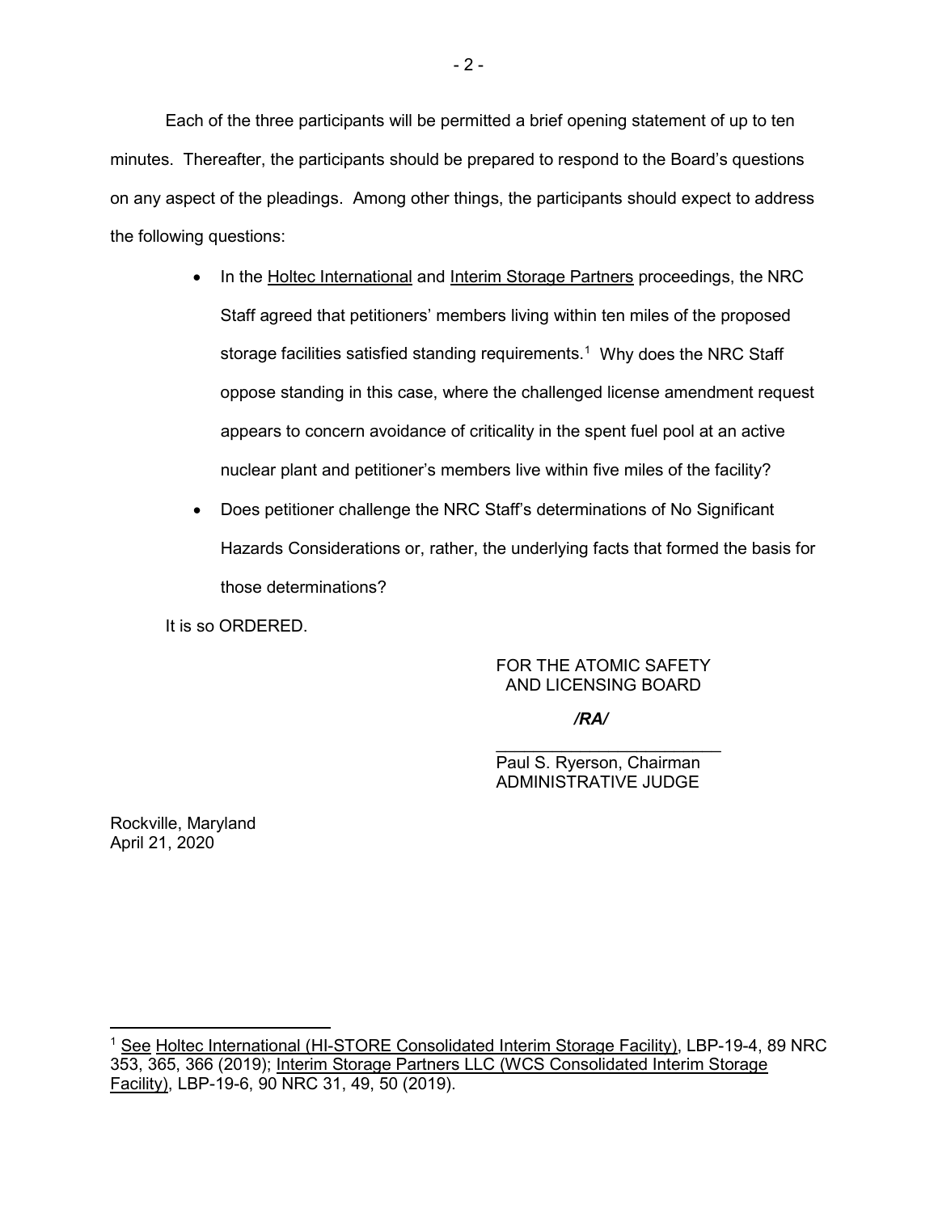Each of the three participants will be permitted a brief opening statement of up to ten minutes. Thereafter, the participants should be prepared to respond to the Board's questions on any aspect of the pleadings. Among other things, the participants should expect to address the following questions:

- In the Holtec International and Interim Storage Partners proceedings, the NRC Staff agreed that petitioners' members living within ten miles of the proposed storage facilities satisfied standing requirements.[1] Why does the NRC Staff oppose standing in this case, where the challenged license amendment request appears to concern avoidance of criticality in the spent fuel pool at an active nuclear plant and petitioner's members live within five miles of the facility?
- Does petitioner challenge the NRC Staff's determinations of No Significant Hazards Considerations or, rather, the underlying facts that formed the basis for those determinations?

It is so ORDERED.

FOR THE ATOMIC SAFETY AND LICENSING BOARD

*/RA/*

\_\_\_\_\_\_\_\_\_\_\_\_\_\_\_\_\_\_\_\_\_\_\_\_\_\_

Paul S. Ryerson, Chairman
ADMINISTRATIVE JUDGE

Rockville, Maryland
April 21, 2020

---

[1] See Holtec International (HI-STORE Consolidated Interim Storage Facility), LBP-19-4, 89 NRC 353, 365, 366 (2019); Interim Storage Partners LLC (WCS Consolidated Interim Storage Facility), LBP-19-6, 90 NRC 31, 49, 50 (2019).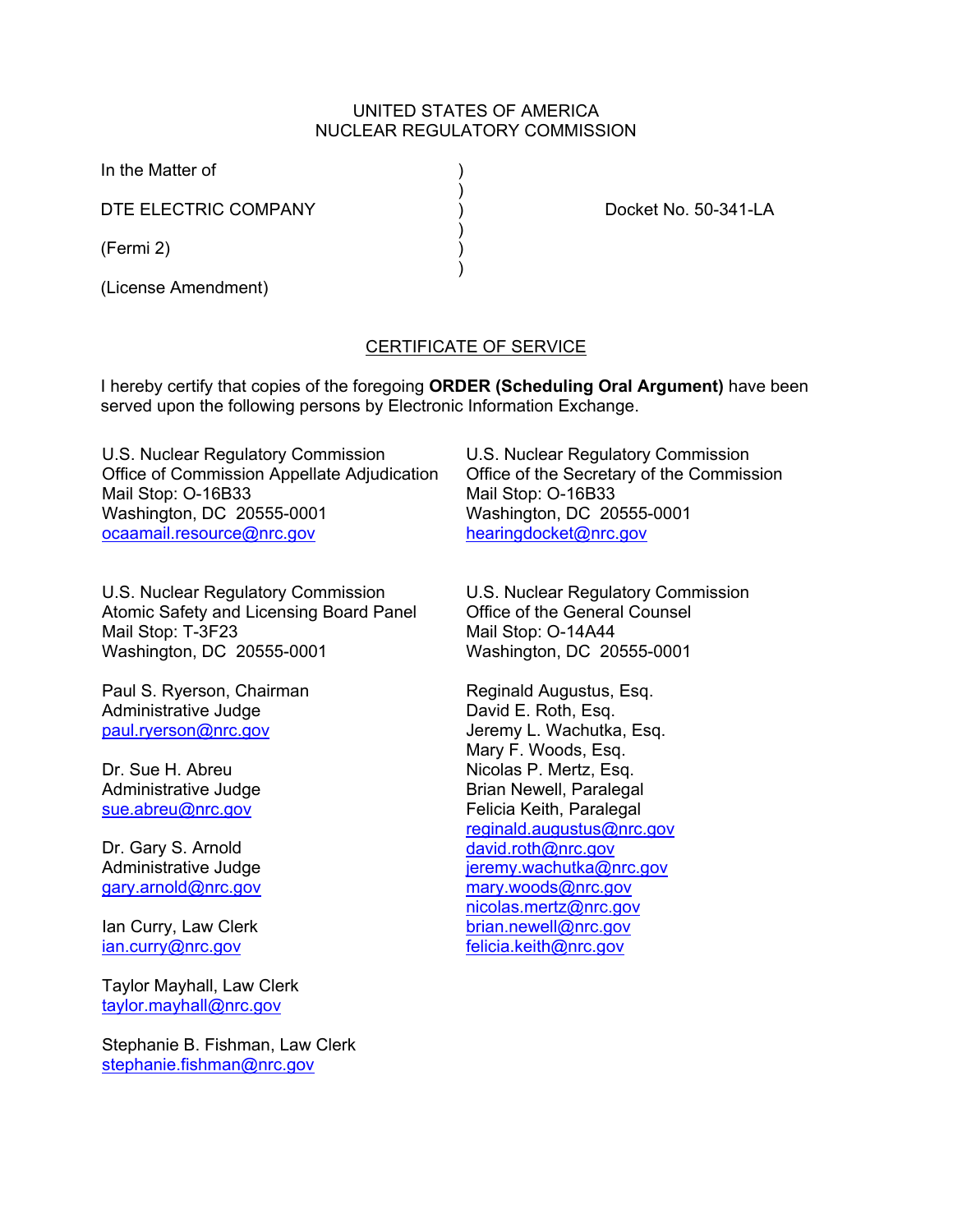UNITED STATES OF AMERICA
NUCLEAR REGULATORY COMMISSION

In the Matter of )
)
DTE ELECTRIC COMPANY ) Docket No. 50-341-LA
)
(Fermi 2) )
)
(License Amendment)

## CERTIFICATE OF SERVICE

I hereby certify that copies of the foregoing **ORDER (Scheduling Oral Argument)** have been served upon the following persons by Electronic Information Exchange.

U.S. Nuclear Regulatory Commission
Office of Commission Appellate Adjudication
Mail Stop: O-16B33
Washington, DC 20555-0001
ocaamail.resource@nrc.gov

U.S. Nuclear Regulatory Commission
Office of the Secretary of the Commission
Mail Stop: O-16B33
Washington, DC 20555-0001
hearingdocket@nrc.gov

U.S. Nuclear Regulatory Commission
Atomic Safety and Licensing Board Panel
Mail Stop: T-3F23
Washington, DC 20555-0001

Paul S. Ryerson, Chairman
Administrative Judge
paul.ryerson@nrc.gov

Dr. Sue H. Abreu
Administrative Judge
sue.abreu@nrc.gov

Dr. Gary S. Arnold
Administrative Judge
gary.arnold@nrc.gov

Ian Curry, Law Clerk
ian.curry@nrc.gov

Taylor Mayhall, Law Clerk
taylor.mayhall@nrc.gov

Stephanie B. Fishman, Law Clerk
stephanie.fishman@nrc.gov

U.S. Nuclear Regulatory Commission
Office of the General Counsel
Mail Stop: O-14A44
Washington, DC 20555-0001

Reginald Augustus, Esq.
David E. Roth, Esq.
Jeremy L. Wachutka, Esq.
Mary F. Woods, Esq.
Nicolas P. Mertz, Esq.
Brian Newell, Paralegal
Felicia Keith, Paralegal
reginald.augustus@nrc.gov
david.roth@nrc.gov
jeremy.wachutka@nrc.gov
mary.woods@nrc.gov
nicolas.mertz@nrc.gov
brian.newell@nrc.gov
felicia.keith@nrc.gov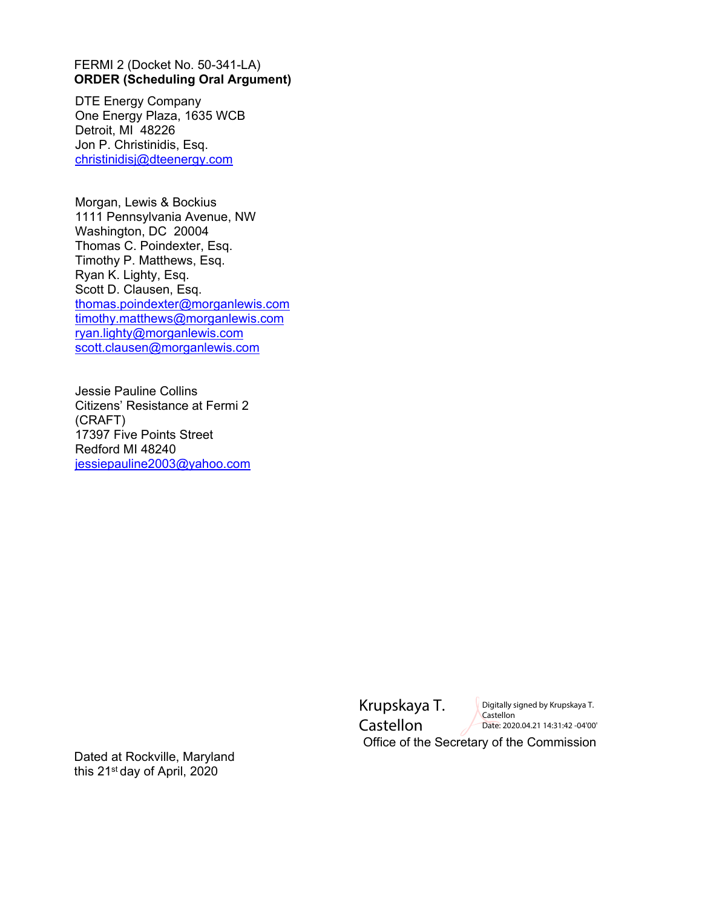FERMI 2 (Docket No. 50-341-LA)
**ORDER (Scheduling Oral Argument)**

DTE Energy Company
One Energy Plaza, 1635 WCB
Detroit, MI 48226
Jon P. Christinidis, Esq.
christinidisj@dteenergy.com

Morgan, Lewis & Bockius
1111 Pennsylvania Avenue, NW
Washington, DC 20004
Thomas C. Poindexter, Esq.
Timothy P. Matthews, Esq.
Ryan K. Lighty, Esq.
Scott D. Clausen, Esq.
thomas.poindexter@morganlewis.com
timothy.matthews@morganlewis.com
ryan.lighty@morganlewis.com
scott.clausen@morganlewis.com

Jessie Pauline Collins
Citizens' Resistance at Fermi 2
(CRAFT)
17397 Five Points Street
Redford MI 48240
jessiepauline2003@yahoo.com

Krupskaya T. Castellon

Digitally signed by Krupskaya T. Castellon
Date: 2020.04.21 14:31:42 -04'00'

Office of the Secretary of the Commission

Dated at Rockville, Maryland
this 21st day of April, 2020